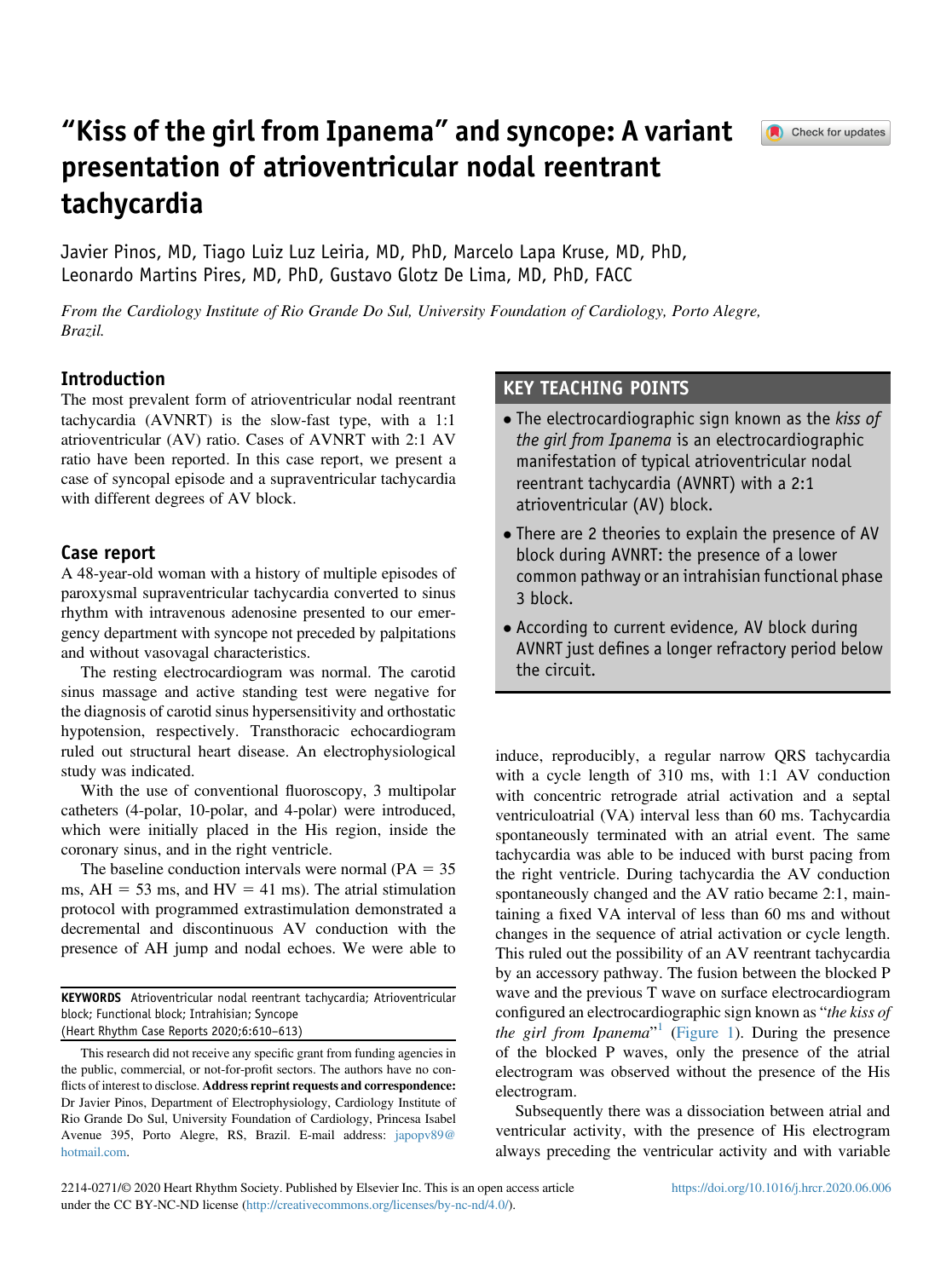# "Kiss of the girl from Ipanema" and syncope: A variant presentation of atrioventricular nodal reentrant tachycardia

Javier Pinos, MD, Tiago Luiz Luz Leiria, MD, PhD, Marcelo Lapa Kruse, MD, PhD, Leonardo Martins Pires, MD, PhD, Gustavo Glotz De Lima, MD, PhD, FACC

*From the Cardiology Institute of Rio Grande Do Sul, University Foundation of Cardiology, Porto Alegre, Brazil.*

## Introduction

The most prevalent form of atrioventricular nodal reentrant tachycardia (AVNRT) is the slow-fast type, with a 1:1 atrioventricular (AV) ratio. Cases of AVNRT with 2:1 AV ratio have been reported. In this case report, we present a case of syncopal episode and a supraventricular tachycardia with different degrees of AV block.

## Case report

A 48-year-old woman with a history of multiple episodes of paroxysmal supraventricular tachycardia converted to sinus rhythm with intravenous adenosine presented to our emergency department with syncope not preceded by palpitations and without vasovagal characteristics.

The resting electrocardiogram was normal. The carotid sinus massage and active standing test were negative for the diagnosis of carotid sinus hypersensitivity and orthostatic hypotension, respectively. Transthoracic echocardiogram ruled out structural heart disease. An electrophysiological study was indicated.

With the use of conventional fluoroscopy, 3 multipolar catheters (4-polar, 10-polar, and 4-polar) were introduced, which were initially placed in the His region, inside the coronary sinus, and in the right ventricle.

The baseline conduction intervals were normal (PA = 35 ms, AH = 53 ms, and HV = 41 ms). The atrial stimulation protocol with programmed extrastimulation demonstrated a decremental and discontinuous AV conduction with the presence of AH jump and nodal echoes. We were able to induce, reproducibly, a regular narrow QRS tachycardia with a cycle length of 310 ms, with 1:1 AV conduction with concentric retrograde atrial activation and a septal ventriculoatrial (VA) interval less than 60 ms. Tachycardia spontaneously terminated with an atrial event. The same tachycardia was able to be induced with burst pacing from the right ventricle. During tachycardia the AV conduction spontaneously changed and the AV ratio became 2:1, maintaining a fixed VA interval of less than 60 ms and without changes in the sequence of atrial activation or cycle length. This ruled out the possibility of an AV reentrant tachycardia by an accessory pathway. The fusion between the blocked P wave and the previous T wave on surface electrocardiogram configured an electrocardiographic sign known as "*the kiss of the girl from Ipanema*"[1] (Figure 1). During the presence of the blocked P waves, only the presence of the atrial electrogram was observed without the presence of the His electrogram.

Subsequently there was a dissociation between atrial and ventricular activity, with the presence of His electrogram always preceding the ventricular activity and with variable

## KEY TEACHING POINTS

- The electrocardiographic sign known as the *kiss of the girl from Ipanema* is an electrocardiographic manifestation of typical atrioventricular nodal reentrant tachycardia (AVNRT) with a 2:1 atrioventricular (AV) block.
- There are 2 theories to explain the presence of AV block during AVNRT: the presence of a lower common pathway or an intrahisian functional phase 3 block.
- According to current evidence, AV block during AVNRT just defines a longer refractory period below the circuit.

**KEYWORDS** Atrioventricular nodal reentrant tachycardia; Atrioventricular block; Functional block; Intrahisian; Syncope
(Heart Rhythm Case Reports 2020;6:610–613)

This research did not receive any specific grant from funding agencies in the public, commercial, or not-for-profit sectors. The authors have no conflicts of interest to disclose. **Address reprint requests and correspondence:** Dr Javier Pinos, Department of Electrophysiology, Cardiology Institute of Rio Grande Do Sul, University Foundation of Cardiology, Princesa Isabel Avenue 395, Porto Alegre, RS, Brazil. E-mail address: japopv89@hotmail.com.

2214-0271/© 2020 Heart Rhythm Society. Published by Elsevier Inc. This is an open access article under the CC BY-NC-ND license (http://creativecommons.org/licenses/by-nc-nd/4.0/).

https://doi.org/10.1016/j.hrcr.2020.06.006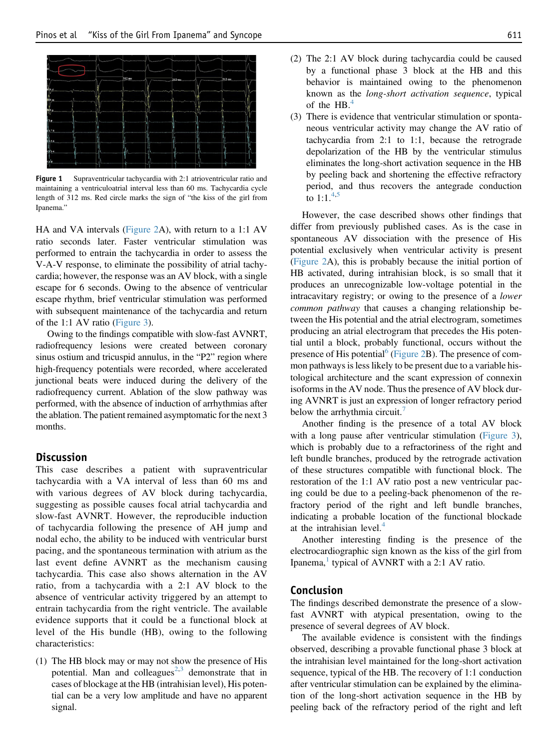Figure 1 Supraventricular tachycardia with 2:1 atrioventricular ratio and maintaining a ventriculoatrial interval less than 60 ms. Tachycardia cycle length of 312 ms. Red circle marks the sign of "the kiss of the girl from Ipanema."

HA and VA intervals (Figure 2A), with return to a 1:1 AV ratio seconds later. Faster ventricular stimulation was performed to entrain the tachycardia in order to assess the V-A-V response, to eliminate the possibility of atrial tachycardia; however, the response was an AV block, with a single escape for 6 seconds. Owing to the absence of ventricular escape rhythm, brief ventricular stimulation was performed with subsequent maintenance of the tachycardia and return of the 1:1 AV ratio (Figure 3).

Owing to the findings compatible with slow-fast AVNRT, radiofrequency lesions were created between coronary sinus ostium and tricuspid annulus, in the "P2" region where high-frequency potentials were recorded, where accelerated junctional beats were induced during the delivery of the radiofrequency current. Ablation of the slow pathway was performed, with the absence of induction of arrhythmias after the ablation. The patient remained asymptomatic for the next 3 months.

## Discussion

This case describes a patient with supraventricular tachycardia with a VA interval of less than 60 ms and with various degrees of AV block during tachycardia, suggesting as possible causes focal atrial tachycardia and slow-fast AVNRT. However, the reproducible induction of tachycardia following the presence of AH jump and nodal echo, the ability to be induced with ventricular burst pacing, and the spontaneous termination with atrium as the last event define AVNRT as the mechanism causing tachycardia. This case also shows alternation in the AV ratio, from a tachycardia with a 2:1 AV block to the absence of ventricular activity triggered by an attempt to entrain tachycardia from the right ventricle. The available evidence supports that it could be a functional block at level of the His bundle (HB), owing to the following characteristics:

1. The HB block may or may not show the presence of His potential. Man and colleagues[2,3] demonstrate that in cases of blockage at the HB (intrahisian level), His potential can be a very low amplitude and have no apparent signal.
2. The 2:1 AV block during tachycardia could be caused by a functional phase 3 block at the HB and this behavior is maintained owing to the phenomenon known as the *long-short activation sequence*, typical of the HB.[4]
3. There is evidence that ventricular stimulation or spontaneous ventricular activity may change the AV ratio of tachycardia from 2:1 to 1:1, because the retrograde depolarization of the HB by the ventricular stimulus eliminates the long-short activation sequence in the HB by peeling back and shortening the effective refractory period, and thus recovers the antegrade conduction to 1:1.[4,5]

However, the case described shows other findings that differ from previously published cases. As is the case in spontaneous AV dissociation with the presence of His potential exclusively when ventricular activity is present (Figure 2A), this is probably because the initial portion of HB activated, during intrahisian block, is so small that it produces an unrecognizable low-voltage potential in the intracavitary registry; or owing to the presence of a *lower common pathway* that causes a changing relationship between the His potential and the atrial electrogram, sometimes producing an atrial electrogram that precedes the His potential until a block, probably functional, occurs without the presence of His potential[6] (Figure 2B). The presence of common pathways is less likely to be present due to a variable histological architecture and the scant expression of connexin isoforms in the AV node. Thus the presence of AV block during AVNRT is just an expression of longer refractory period below the arrhythmia circuit.[7]

Another finding is the presence of a total AV block with a long pause after ventricular stimulation (Figure 3), which is probably due to a refractoriness of the right and left bundle branches, produced by the retrograde activation of these structures compatible with functional block. The restoration of the 1:1 AV ratio post a new ventricular pacing could be due to a peeling-back phenomenon of the refractory period of the right and left bundle branches, indicating a probable location of the functional blockade at the intrahisian level.[4]

Another interesting finding is the presence of the electrocardiographic sign known as the kiss of the girl from Ipanema,[1] typical of AVNRT with a 2:1 AV ratio.

## Conclusion

The findings described demonstrate the presence of a slow-fast AVNRT with atypical presentation, owing to the presence of several degrees of AV block.

The available evidence is consistent with the findings observed, describing a provable functional phase 3 block at the intrahisian level maintained for the long-short activation sequence, typical of the HB. The recovery of 1:1 conduction after ventricular stimulation can be explained by the elimination of the long-short activation sequence in the HB by peeling back of the refractory period of the right and left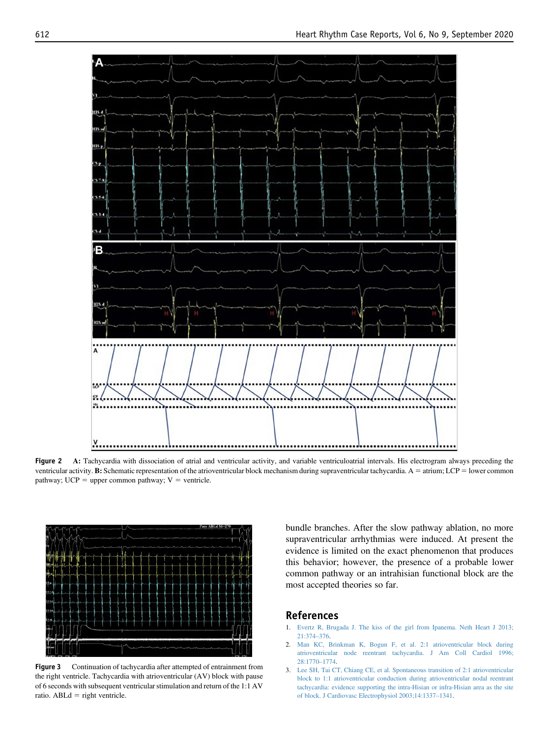**Figure 2** **A:** Tachycardia with dissociation of atrial and ventricular activity, and variable ventriculoatrial intervals. His electrogram always preceding the ventricular activity. **B:** Schematic representation of the atrioventricular block mechanism during supraventricular tachycardia. A = atrium; LCP = lower common pathway; UCP = upper common pathway; V = ventricle.

**Figure 3** Continuation of tachycardia after attempted of entrainment from the right ventricle. Tachycardia with atrioventricular (AV) block with pause of 6 seconds with subsequent ventricular stimulation and return of the 1:1 AV ratio. ABLd = right ventricle.

bundle branches. After the slow pathway ablation, no more supraventricular arrhythmias were induced. At present the evidence is limited on the exact phenomenon that produces this behavior; however, the presence of a probable lower common pathway or an intrahisian functional block are the most accepted theories so far.

## References

1. Evertz R, Brugada J. The kiss of the girl from Ipanema. Neth Heart J 2013; 21:374–376.
2. Man KC, Brinkman K, Bogun F, et al. 2:1 atrioventricular block during atrioventricular node reentrant tachycardia. J Am Coll Cardiol 1996; 28:1770–1774.
3. Lee SH, Tai CT, Chiang CE, et al. Spontaneous transition of 2:1 atrioventricular block to 1:1 atrioventricular conduction during atrioventricular nodal reentrant tachycardia: evidence supporting the intra-Hisian or infra-Hisian area as the site of block. J Cardiovasc Electrophysiol 2003;14:1337–1341.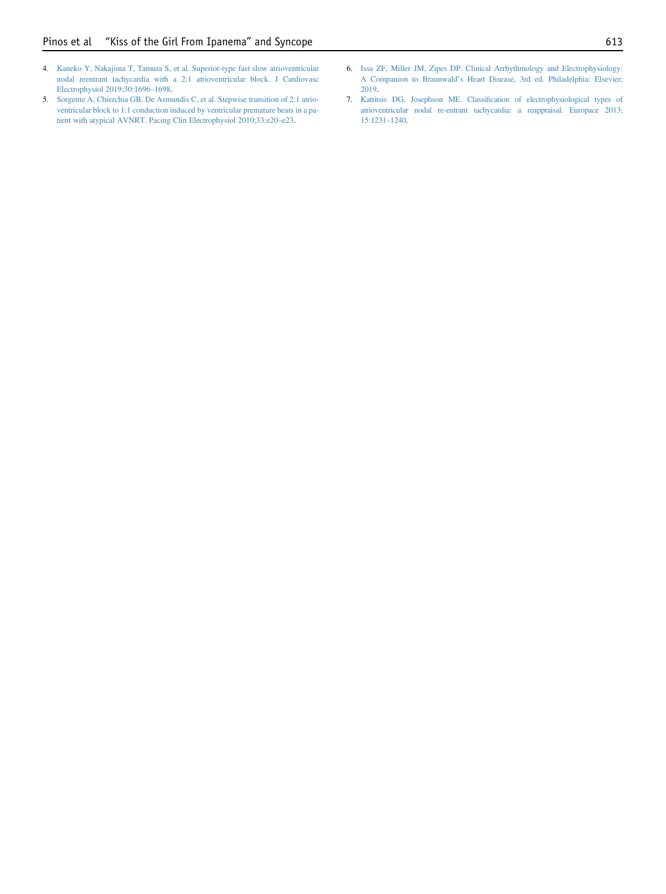4. Kaneko Y, Nakajima T, Tamura S, et al. Superior-type fast slow atrioventricular nodal reentrant tachycardia with a 2:1 atrioventricular block. J Cardiovasc Electrophysiol 2019;30:1696–1698.
5. Sorgente A, Chierchia GB, De Asmundis C, et al. Stepwise transition of 2:1 atrioventricular block to 1:1 conduction induced by ventricular premature beats in a patient with atypical AVNRT. Pacing Clin Electrophysiol 2010;33:e20–e23.
6. Issa ZF, Miller JM, Zipes DP. Clinical Arrhythmology and Electrophysiology: A Companion to Braunwald's Heart Disease, 3rd ed. Philadelphia: Elsevier; 2019.
7. Katritsis DG, Josephson ME. Classification of electrophysiological types of atrioventricular nodal re-entrant tachycardia: a reappraisal. Europace 2013; 15:1231–1240.